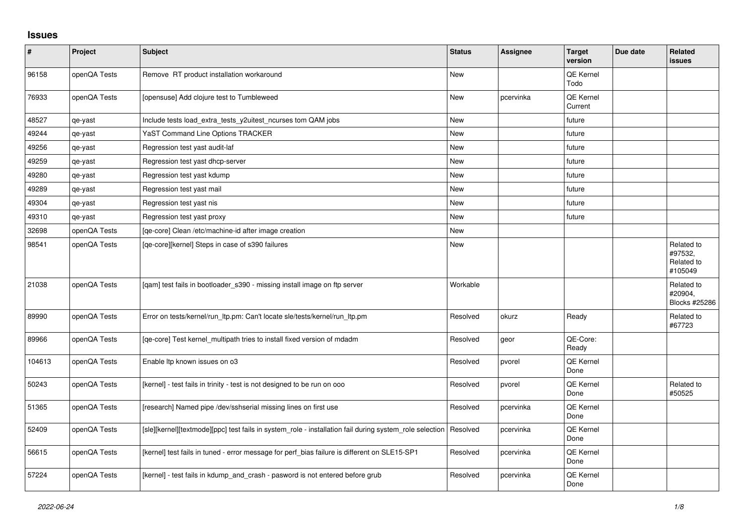## Issues

| # | Project | Subject | Status | Assignee | Target version | Due date | Related issues |
|---|---|---|---|---|---|---|---|
| 96158 | openQA Tests | Remove  RT product installation workaround | New | | QE Kernel Todo | | |
| 76933 | openQA Tests | [opensuse] Add clojure test to Tumbleweed | New | pcervinka | QE Kernel Current | | |
| 48527 | qe-yast | Include tests load_extra_tests_y2uitest_ncurses tom QAM jobs | New | | future | | |
| 49244 | qe-yast | YaST Command Line Options TRACKER | New | | future | | |
| 49256 | qe-yast | Regression test yast audit-laf | New | | future | | |
| 49259 | qe-yast | Regression test yast dhcp-server | New | | future | | |
| 49280 | qe-yast | Regression test yast kdump | New | | future | | |
| 49289 | qe-yast | Regression test yast mail | New | | future | | |
| 49304 | qe-yast | Regression test yast nis | New | | future | | |
| 49310 | qe-yast | Regression test yast proxy | New | | future | | |
| 32698 | openQA Tests | [qe-core] Clean /etc/machine-id after image creation | New | | | | |
| 98541 | openQA Tests | [qe-core][kernel] Steps in case of s390 failures | New | | | | Related to #97532, Related to #105049 |
| 21038 | openQA Tests | [qam] test fails in bootloader_s390 - missing install image on ftp server | Workable | | | | Related to #20904, Blocks #25286 |
| 89990 | openQA Tests | Error on tests/kernel/run_ltp.pm: Can't locate sle/tests/kernel/run_ltp.pm | Resolved | okurz | Ready | | Related to #67723 |
| 89966 | openQA Tests | [qe-core] Test kernel_multipath tries to install fixed version of mdadm | Resolved | geor | QE-Core: Ready | | |
| 104613 | openQA Tests | Enable ltp known issues on o3 | Resolved | pvorel | QE Kernel Done | | |
| 50243 | openQA Tests | [kernel] - test fails in trinity - test is not designed to be run on ooo | Resolved | pvorel | QE Kernel Done | | Related to #50525 |
| 51365 | openQA Tests | [research] Named pipe /dev/sshserial missing lines on first use | Resolved | pcervinka | QE Kernel Done | | |
| 52409 | openQA Tests | [sle][kernel][textmode][ppc] test fails in system_role - installation fail during system_role selection | Resolved | pcervinka | QE Kernel Done | | |
| 56615 | openQA Tests | [kernel] test fails in tuned - error message for perf_bias failure is different on SLE15-SP1 | Resolved | pcervinka | QE Kernel Done | | |
| 57224 | openQA Tests | [kernel] - test fails in kdump_and_crash - pasword is not entered before grub | Resolved | pcervinka | QE Kernel Done | | |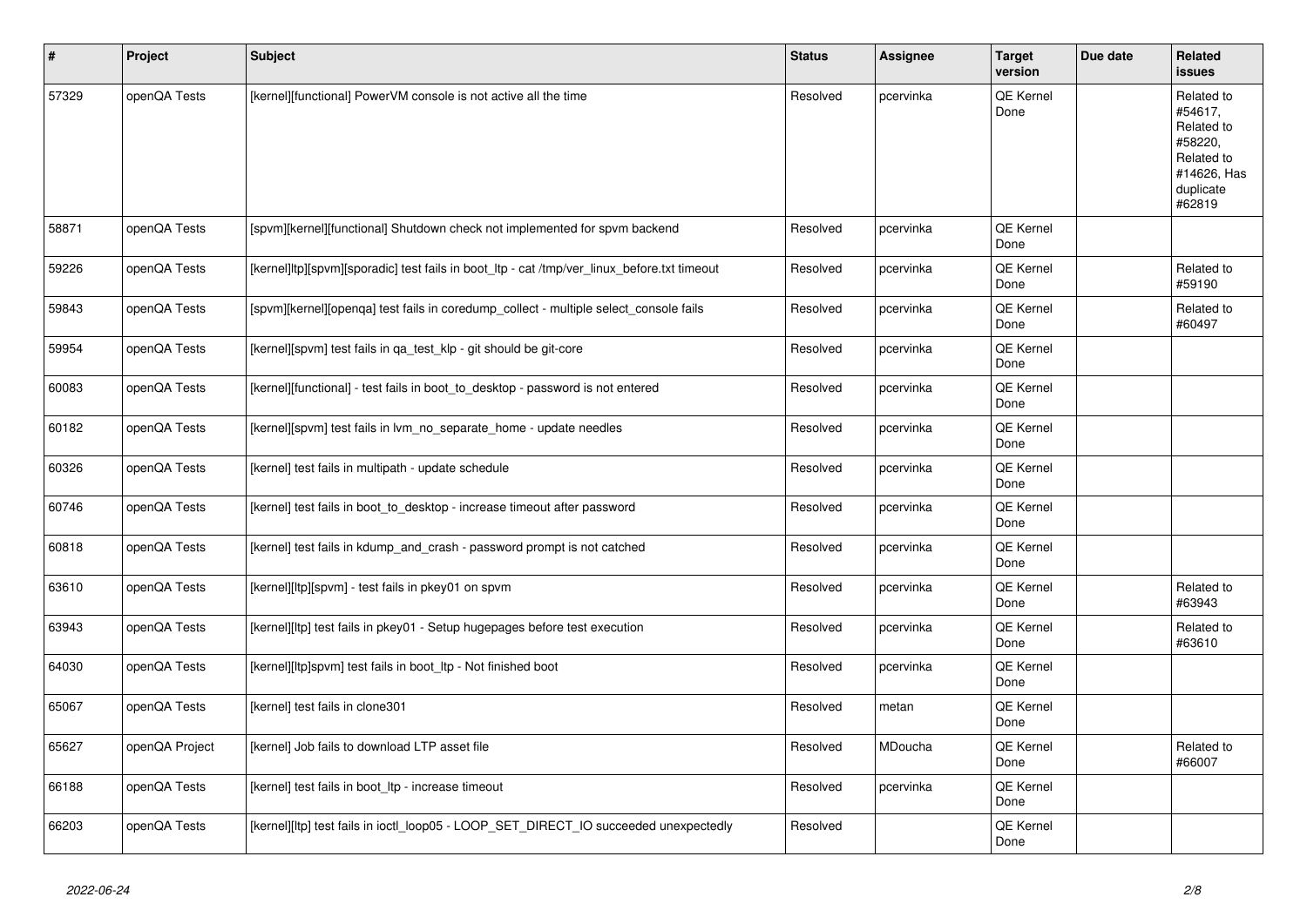| # | Project | Subject | Status | Assignee | Target version | Due date | Related issues |
|---|---|---|---|---|---|---|---|
| 57329 | openQA Tests | [kernel][functional] PowerVM console is not active all the time | Resolved | pcervinka | QE Kernel Done | | Related to #54617, Related to #58220, Related to #14626, Has duplicate #62819 |
| 58871 | openQA Tests | [spvm][kernel][functional] Shutdown check not implemented for spvm backend | Resolved | pcervinka | QE Kernel Done | | |
| 59226 | openQA Tests | [kernel]ltp][spvm][sporadic] test fails in boot_ltp - cat /tmp/ver_linux_before.txt timeout | Resolved | pcervinka | QE Kernel Done | | Related to #59190 |
| 59843 | openQA Tests | [spvm][kernel][openqa] test fails in coredump_collect - multiple select_console fails | Resolved | pcervinka | QE Kernel Done | | Related to #60497 |
| 59954 | openQA Tests | [kernel][spvm] test fails in qa_test_klp - git should be git-core | Resolved | pcervinka | QE Kernel Done | | |
| 60083 | openQA Tests | [kernel][functional] - test fails in boot_to_desktop - password is not entered | Resolved | pcervinka | QE Kernel Done | | |
| 60182 | openQA Tests | [kernel][spvm] test fails in lvm_no_separate_home - update needles | Resolved | pcervinka | QE Kernel Done | | |
| 60326 | openQA Tests | [kernel] test fails in multipath - update schedule | Resolved | pcervinka | QE Kernel Done | | |
| 60746 | openQA Tests | [kernel] test fails in boot_to_desktop - increase timeout after password | Resolved | pcervinka | QE Kernel Done | | |
| 60818 | openQA Tests | [kernel] test fails in kdump_and_crash - password prompt is not catched | Resolved | pcervinka | QE Kernel Done | | |
| 63610 | openQA Tests | [kernel][ltp][spvm] - test fails in pkey01 on spvm | Resolved | pcervinka | QE Kernel Done | | Related to #63943 |
| 63943 | openQA Tests | [kernel][ltp] test fails in pkey01 - Setup hugepages before test execution | Resolved | pcervinka | QE Kernel Done | | Related to #63610 |
| 64030 | openQA Tests | [kernel][ltp]spvm] test fails in boot_ltp - Not finished boot | Resolved | pcervinka | QE Kernel Done | | |
| 65067 | openQA Tests | [kernel] test fails in clone301 | Resolved | metan | QE Kernel Done | | |
| 65627 | openQA Project | [kernel] Job fails to download LTP asset file | Resolved | MDoucha | QE Kernel Done | | Related to #66007 |
| 66188 | openQA Tests | [kernel] test fails in boot_ltp - increase timeout | Resolved | pcervinka | QE Kernel Done | | |
| 66203 | openQA Tests | [kernel][ltp] test fails in ioctl_loop05 - LOOP_SET_DIRECT_IO succeeded unexpectedly | Resolved | | QE Kernel Done | | |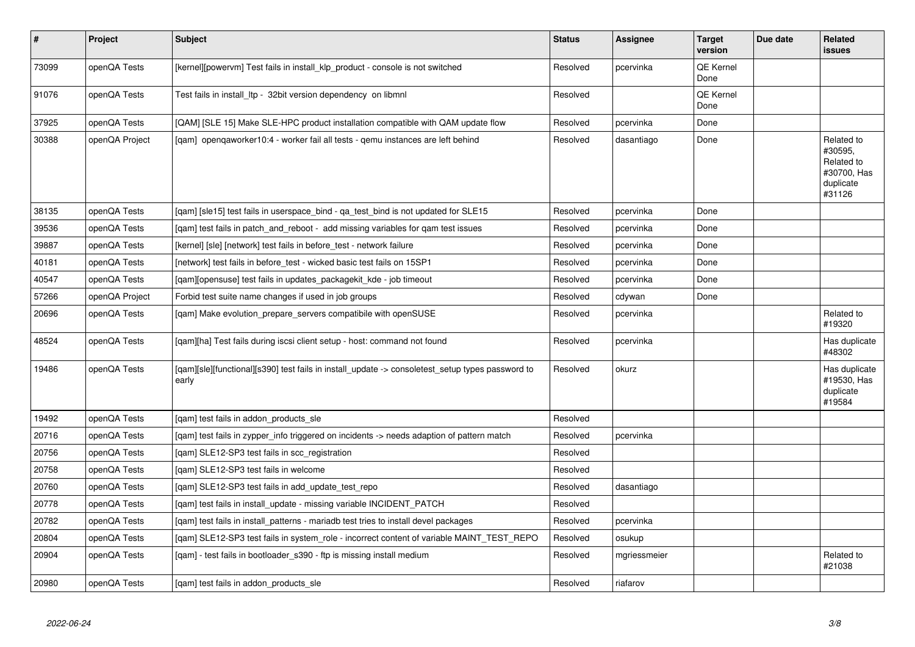| # | Project | Subject | Status | Assignee | Target version | Due date | Related issues |
|---|---|---|---|---|---|---|---|
| 73099 | openQA Tests | [kernel][powervm] Test fails in install_klp_product - console is not switched | Resolved | pcervinka | QE Kernel Done | | |
| 91076 | openQA Tests | Test fails in install_ltp - 32bit version dependency on libmnl | Resolved | | QE Kernel Done | | |
| 37925 | openQA Tests | [QAM] [SLE 15] Make SLE-HPC product installation compatible with QAM update flow | Resolved | pcervinka | Done | | |
| 30388 | openQA Project | [qam] openqaworker10:4 - worker fail all tests - qemu instances are left behind | Resolved | dasantiago | Done | | Related to #30595, Related to #30700, Has duplicate #31126 |
| 38135 | openQA Tests | [qam] [sle15] test fails in userspace_bind - qa_test_bind is not updated for SLE15 | Resolved | pcervinka | Done | | |
| 39536 | openQA Tests | [qam] test fails in patch_and_reboot - add missing variables for qam test issues | Resolved | pcervinka | Done | | |
| 39887 | openQA Tests | [kernel] [sle] [network] test fails in before_test - network failure | Resolved | pcervinka | Done | | |
| 40181 | openQA Tests | [network] test fails in before_test - wicked basic test fails on 15SP1 | Resolved | pcervinka | Done | | |
| 40547 | openQA Tests | [qam][opensuse] test fails in updates_packagekit_kde - job timeout | Resolved | pcervinka | Done | | |
| 57266 | openQA Project | Forbid test suite name changes if used in job groups | Resolved | cdywan | Done | | |
| 20696 | openQA Tests | [qam] Make evolution_prepare_servers compatibile with openSUSE | Resolved | pcervinka | | | Related to #19320 |
| 48524 | openQA Tests | [qam][ha] Test fails during iscsi client setup - host: command not found | Resolved | pcervinka | | | Has duplicate #48302 |
| 19486 | openQA Tests | [qam][sle][functional][s390] test fails in install_update -> consoletest_setup types password to early | Resolved | okurz | | | Has duplicate #19530, Has duplicate #19584 |
| 19492 | openQA Tests | [qam] test fails in addon_products_sle | Resolved | | | | |
| 20716 | openQA Tests | [qam] test fails in zypper_info triggered on incidents -> needs adaption of pattern match | Resolved | pcervinka | | | |
| 20756 | openQA Tests | [qam] SLE12-SP3 test fails in scc_registration | Resolved | | | | |
| 20758 | openQA Tests | [qam] SLE12-SP3 test fails in welcome | Resolved | | | | |
| 20760 | openQA Tests | [qam] SLE12-SP3 test fails in add_update_test_repo | Resolved | dasantiago | | | |
| 20778 | openQA Tests | [qam] test fails in install_update - missing variable INCIDENT_PATCH | Resolved | | | | |
| 20782 | openQA Tests | [qam] test fails in install_patterns - mariadb test tries to install devel packages | Resolved | pcervinka | | | |
| 20804 | openQA Tests | [qam] SLE12-SP3 test fails in system_role - incorrect content of variable MAINT_TEST_REPO | Resolved | osukup | | | |
| 20904 | openQA Tests | [qam] - test fails in bootloader_s390 - ftp is missing install medium | Resolved | mgriessmeier | | | Related to #21038 |
| 20980 | openQA Tests | [qam] test fails in addon_products_sle | Resolved | riafarov | | | |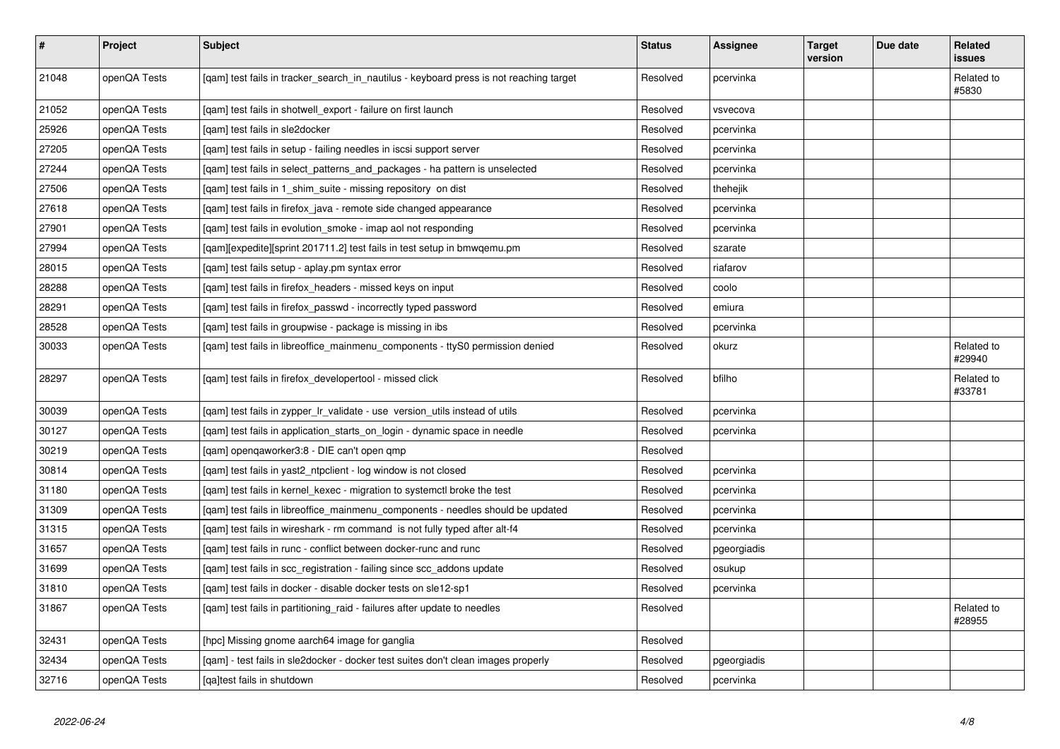| # | Project | Subject | Status | Assignee | Target version | Due date | Related issues |
|---|---|---|---|---|---|---|---|
| 21048 | openQA Tests | [qam] test fails in tracker_search_in_nautilus - keyboard press is not reaching target | Resolved | pcervinka | | | Related to #5830 |
| 21052 | openQA Tests | [qam] test fails in shotwell_export - failure on first launch | Resolved | vsvecova | | | |
| 25926 | openQA Tests | [qam] test fails in sle2docker | Resolved | pcervinka | | | |
| 27205 | openQA Tests | [qam] test fails in setup - failing needles in iscsi support server | Resolved | pcervinka | | | |
| 27244 | openQA Tests | [qam] test fails in select_patterns_and_packages - ha pattern is unselected | Resolved | pcervinka | | | |
| 27506 | openQA Tests | [qam] test fails in 1_shim_suite - missing repository on dist | Resolved | thehejik | | | |
| 27618 | openQA Tests | [qam] test fails in firefox_java - remote side changed appearance | Resolved | pcervinka | | | |
| 27901 | openQA Tests | [qam] test fails in evolution_smoke - imap aol not responding | Resolved | pcervinka | | | |
| 27994 | openQA Tests | [qam][expedite][sprint 201711.2] test fails in test setup in bmwqemu.pm | Resolved | szarate | | | |
| 28015 | openQA Tests | [qam] test fails setup - aplay.pm syntax error | Resolved | riafarov | | | |
| 28288 | openQA Tests | [qam] test fails in firefox_headers - missed keys on input | Resolved | coolo | | | |
| 28291 | openQA Tests | [qam] test fails in firefox_passwd - incorrectly typed password | Resolved | emiura | | | |
| 28528 | openQA Tests | [qam] test fails in groupwise - package is missing in ibs | Resolved | pcervinka | | | |
| 30033 | openQA Tests | [qam] test fails in libreoffice_mainmenu_components - ttyS0 permission denied | Resolved | okurz | | | Related to #29940 |
| 28297 | openQA Tests | [qam] test fails in firefox_developertool - missed click | Resolved | bfilho | | | Related to #33781 |
| 30039 | openQA Tests | [qam] test fails in zypper_lr_validate - use version_utils instead of utils | Resolved | pcervinka | | | |
| 30127 | openQA Tests | [qam] test fails in application_starts_on_login - dynamic space in needle | Resolved | pcervinka | | | |
| 30219 | openQA Tests | [qam] openqaworker3:8 - DIE can't open qmp | Resolved | | | | |
| 30814 | openQA Tests | [qam] test fails in yast2_ntpclient - log window is not closed | Resolved | pcervinka | | | |
| 31180 | openQA Tests | [qam] test fails in kernel_kexec - migration to systemctl broke the test | Resolved | pcervinka | | | |
| 31309 | openQA Tests | [qam] test fails in libreoffice_mainmenu_components - needles should be updated | Resolved | pcervinka | | | |
| 31315 | openQA Tests | [qam] test fails in wireshark - rm command is not fully typed after alt-f4 | Resolved | pcervinka | | | |
| 31657 | openQA Tests | [qam] test fails in runc - conflict between docker-runc and runc | Resolved | pgeorgiadis | | | |
| 31699 | openQA Tests | [qam] test fails in scc_registration - failing since scc_addons update | Resolved | osukup | | | |
| 31810 | openQA Tests | [qam] test fails in docker - disable docker tests on sle12-sp1 | Resolved | pcervinka | | | |
| 31867 | openQA Tests | [qam] test fails in partitioning_raid - failures after update to needles | Resolved | | | | Related to #28955 |
| 32431 | openQA Tests | [hpc] Missing gnome aarch64 image for ganglia | Resolved | | | | |
| 32434 | openQA Tests | [qam] - test fails in sle2docker - docker test suites don't clean images properly | Resolved | pgeorgiadis | | | |
| 32716 | openQA Tests | [qa]test fails in shutdown | Resolved | pcervinka | | | |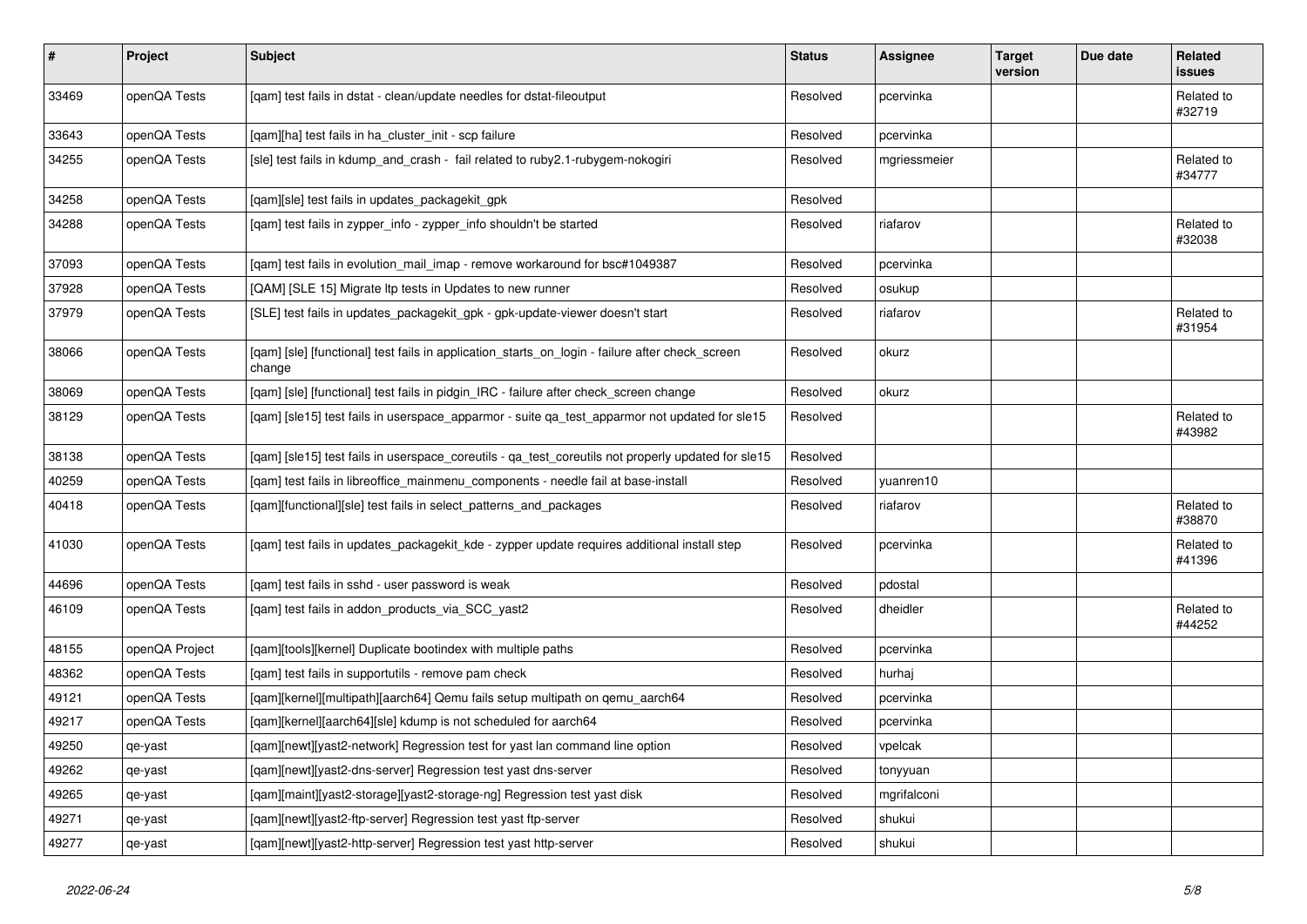| # | Project | Subject | Status | Assignee | Target version | Due date | Related issues |
|---|---|---|---|---|---|---|---|
| 33469 | openQA Tests | [qam] test fails in dstat - clean/update needles for dstat-fileoutput | Resolved | pcervinka | | | Related to #32719 |
| 33643 | openQA Tests | [qam][ha] test fails in ha_cluster_init - scp failure | Resolved | pcervinka | | | |
| 34255 | openQA Tests | [sle] test fails in kdump_and_crash - fail related to ruby2.1-rubygem-nokogiri | Resolved | mgriessmeier | | | Related to #34777 |
| 34258 | openQA Tests | [qam][sle] test fails in updates_packagekit_gpk | Resolved | | | | |
| 34288 | openQA Tests | [qam] test fails in zypper_info - zypper_info shouldn't be started | Resolved | riafarov | | | Related to #32038 |
| 37093 | openQA Tests | [qam] test fails in evolution_mail_imap - remove workaround for bsc#1049387 | Resolved | pcervinka | | | |
| 37928 | openQA Tests | [QAM] [SLE 15] Migrate ltp tests in Updates to new runner | Resolved | osukup | | | |
| 37979 | openQA Tests | [SLE] test fails in updates_packagekit_gpk - gpk-update-viewer doesn't start | Resolved | riafarov | | | Related to #31954 |
| 38066 | openQA Tests | [qam] [sle] [functional] test fails in application_starts_on_login - failure after check_screen change | Resolved | okurz | | | |
| 38069 | openQA Tests | [qam] [sle] [functional] test fails in pidgin_IRC - failure after check_screen change | Resolved | okurz | | | |
| 38129 | openQA Tests | [qam] [sle15] test fails in userspace_apparmor - suite qa_test_apparmor not updated for sle15 | Resolved | | | | Related to #43982 |
| 38138 | openQA Tests | [qam] [sle15] test fails in userspace_coreutils - qa_test_coreutils not properly updated for sle15 | Resolved | | | | |
| 40259 | openQA Tests | [qam] test fails in libreoffice_mainmenu_components - needle fail at base-install | Resolved | yuanren10 | | | |
| 40418 | openQA Tests | [qam][functional][sle] test fails in select_patterns_and_packages | Resolved | riafarov | | | Related to #38870 |
| 41030 | openQA Tests | [qam] test fails in updates_packagekit_kde - zypper update requires additional install step | Resolved | pcervinka | | | Related to #41396 |
| 44696 | openQA Tests | [qam] test fails in sshd - user password is weak | Resolved | pdostal | | | |
| 46109 | openQA Tests | [qam] test fails in addon_products_via_SCC_yast2 | Resolved | dheidler | | | Related to #44252 |
| 48155 | openQA Project | [qam][tools][kernel] Duplicate bootindex with multiple paths | Resolved | pcervinka | | | |
| 48362 | openQA Tests | [qam] test fails in supportutils - remove pam check | Resolved | hurhaj | | | |
| 49121 | openQA Tests | [qam][kernel][multipath][aarch64] Qemu fails setup multipath on qemu_aarch64 | Resolved | pcervinka | | | |
| 49217 | openQA Tests | [qam][kernel][aarch64][sle] kdump is not scheduled for aarch64 | Resolved | pcervinka | | | |
| 49250 | qe-yast | [qam][newt][yast2-network] Regression test for yast lan command line option | Resolved | vpelcak | | | |
| 49262 | qe-yast | [qam][newt][yast2-dns-server] Regression test yast dns-server | Resolved | tonyyuan | | | |
| 49265 | qe-yast | [qam][maint][yast2-storage][yast2-storage-ng] Regression test yast disk | Resolved | mgrifalconi | | | |
| 49271 | qe-yast | [qam][newt][yast2-ftp-server] Regression test yast ftp-server | Resolved | shukui | | | |
| 49277 | qe-yast | [qam][newt][yast2-http-server] Regression test yast http-server | Resolved | shukui | | | |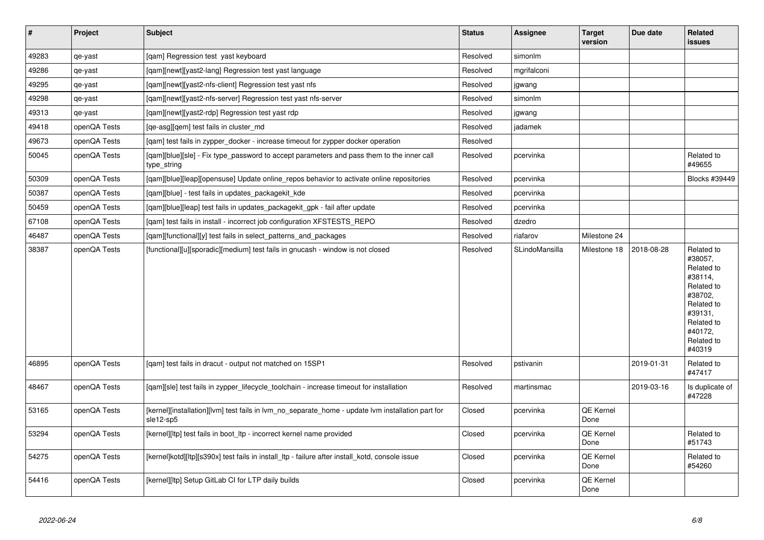| # | Project | Subject | Status | Assignee | Target version | Due date | Related issues |
|---|---|---|---|---|---|---|---|
| 49283 | qe-yast | [qam] Regression test yast keyboard | Resolved | simonlm | | | |
| 49286 | qe-yast | [qam][newt][yast2-lang] Regression test yast language | Resolved | mgrifalconi | | | |
| 49295 | qe-yast | [qam][newt][yast2-nfs-client] Regression test yast nfs | Resolved | jgwang | | | |
| 49298 | qe-yast | [qam][newt][yast2-nfs-server] Regression test yast nfs-server | Resolved | simonlm | | | |
| 49313 | qe-yast | [qam][newt][yast2-rdp] Regression test yast rdp | Resolved | jgwang | | | |
| 49418 | openQA Tests | [qe-asg][qem] test fails in cluster_md | Resolved | jadamek | | | |
| 49673 | openQA Tests | [qam] test fails in zypper_docker - increase timeout for zypper docker operation | Resolved | | | | |
| 50045 | openQA Tests | [qam][blue][sle] - Fix type_password to accept parameters and pass them to the inner call type_string | Resolved | pcervinka | | | Related to #49655 |
| 50309 | openQA Tests | [qam][blue][leap][opensuse] Update online_repos behavior to activate online repositories | Resolved | pcervinka | | | Blocks #39449 |
| 50387 | openQA Tests | [qam][blue] - test fails in updates_packagekit_kde | Resolved | pcervinka | | | |
| 50459 | openQA Tests | [qam][blue][leap] test fails in updates_packagekit_gpk - fail after update | Resolved | pcervinka | | | |
| 67108 | openQA Tests | [qam] test fails in install - incorrect job configuration XFSTESTS_REPO | Resolved | dzedro | | | |
| 46487 | openQA Tests | [qam][functional][y] test fails in select_patterns_and_packages | Resolved | riafarov | Milestone 24 | | |
| 38387 | openQA Tests | [functional][u][sporadic][medium] test fails in gnucash - window is not closed | Resolved | SLindoMansilla | Milestone 18 | 2018-08-28 | Related to #38057, Related to #38114, Related to #38702, Related to #39131, Related to #40172, Related to #40319 |
| 46895 | openQA Tests | [qam] test fails in dracut - output not matched on 15SP1 | Resolved | pstivanin | | 2019-01-31 | Related to #47417 |
| 48467 | openQA Tests | [qam][sle] test fails in zypper_lifecycle_toolchain - increase timeout for installation | Resolved | martinsmac | | 2019-03-16 | Is duplicate of #47228 |
| 53165 | openQA Tests | [kernel][installation][lvm] test fails in lvm_no_separate_home - update lvm installation part for sle12-sp5 | Closed | pcervinka | QE Kernel Done | | |
| 53294 | openQA Tests | [kernel][ltp] test fails in boot_ltp - incorrect kernel name provided | Closed | pcervinka | QE Kernel Done | | Related to #51743 |
| 54275 | openQA Tests | [kernel]kotd][ltp][s390x] test fails in install_ltp - failure after install_kotd, console issue | Closed | pcervinka | QE Kernel Done | | Related to #54260 |
| 54416 | openQA Tests | [kernel][ltp] Setup GitLab CI for LTP daily builds | Closed | pcervinka | QE Kernel Done | | |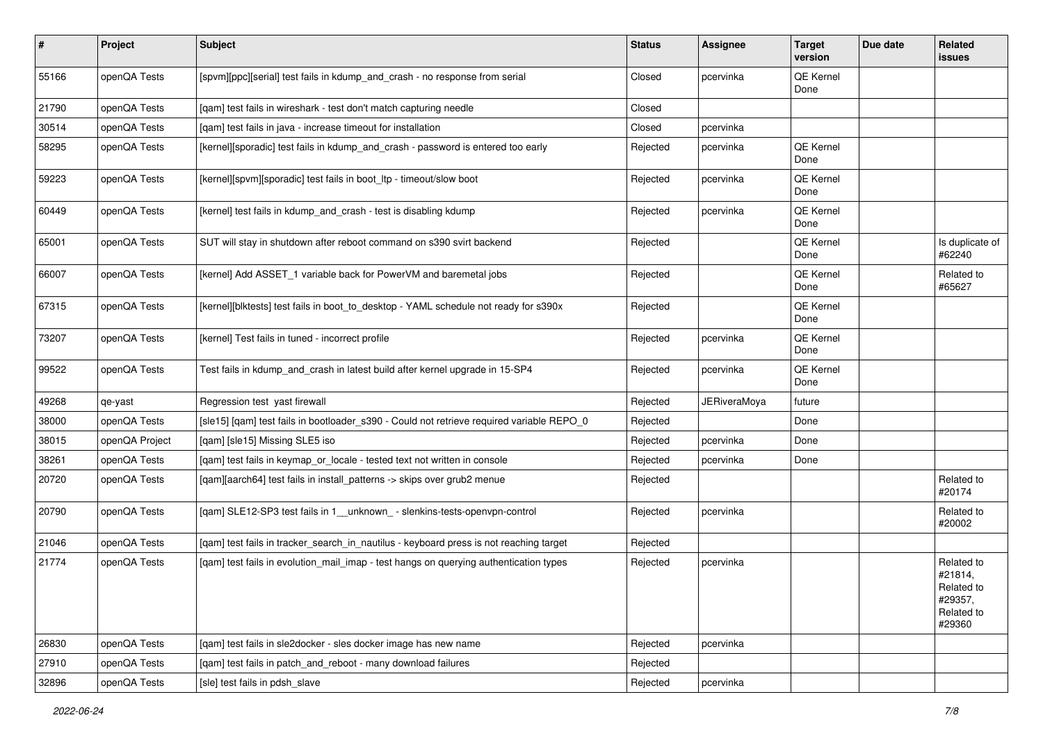| # | Project | Subject | Status | Assignee | Target version | Due date | Related issues |
|---|---|---|---|---|---|---|---|
| 55166 | openQA Tests | [spvm][ppc][serial] test fails in kdump_and_crash - no response from serial | Closed | pcervinka | QE Kernel Done | | |
| 21790 | openQA Tests | [qam] test fails in wireshark - test don't match capturing needle | Closed | | | | |
| 30514 | openQA Tests | [qam] test fails in java - increase timeout for installation | Closed | pcervinka | | | |
| 58295 | openQA Tests | [kernel][sporadic] test fails in kdump_and_crash - password is entered too early | Rejected | pcervinka | QE Kernel Done | | |
| 59223 | openQA Tests | [kernel][spvm][sporadic] test fails in boot_ltp - timeout/slow boot | Rejected | pcervinka | QE Kernel Done | | |
| 60449 | openQA Tests | [kernel] test fails in kdump_and_crash - test is disabling kdump | Rejected | pcervinka | QE Kernel Done | | |
| 65001 | openQA Tests | SUT will stay in shutdown after reboot command on s390 svirt backend | Rejected | | QE Kernel Done | | Is duplicate of #62240 |
| 66007 | openQA Tests | [kernel] Add ASSET_1 variable back for PowerVM and baremetal jobs | Rejected | | QE Kernel Done | | Related to #65627 |
| 67315 | openQA Tests | [kernel][blktests] test fails in boot_to_desktop - YAML schedule not ready for s390x | Rejected | | QE Kernel Done | | |
| 73207 | openQA Tests | [kernel] Test fails in tuned - incorrect profile | Rejected | pcervinka | QE Kernel Done | | |
| 99522 | openQA Tests | Test fails in kdump_and_crash in latest build after kernel upgrade in 15-SP4 | Rejected | pcervinka | QE Kernel Done | | |
| 49268 | qe-yast | Regression test yast firewall | Rejected | JERiveraMoya | future | | |
| 38000 | openQA Tests | [sle15] [qam] test fails in bootloader_s390 - Could not retrieve required variable REPO_0 | Rejected | | Done | | |
| 38015 | openQA Project | [qam] [sle15] Missing SLE5 iso | Rejected | pcervinka | Done | | |
| 38261 | openQA Tests | [qam] test fails in keymap_or_locale - tested text not written in console | Rejected | pcervinka | Done | | |
| 20720 | openQA Tests | [qam][aarch64] test fails in install_patterns -> skips over grub2 menue | Rejected | | | | Related to #20174 |
| 20790 | openQA Tests | [qam] SLE12-SP3 test fails in 1__unknown_ - slenkins-tests-openvpn-control | Rejected | pcervinka | | | Related to #20002 |
| 21046 | openQA Tests | [qam] test fails in tracker_search_in_nautilus - keyboard press is not reaching target | Rejected | | | | |
| 21774 | openQA Tests | [qam] test fails in evolution_mail_imap - test hangs on querying authentication types | Rejected | pcervinka | | | Related to #21814, Related to #29357, Related to #29360 |
| 26830 | openQA Tests | [qam] test fails in sle2docker - sles docker image has new name | Rejected | pcervinka | | | |
| 27910 | openQA Tests | [qam] test fails in patch_and_reboot - many download failures | Rejected | | | | |
| 32896 | openQA Tests | [sle] test fails in pdsh_slave | Rejected | pcervinka | | | |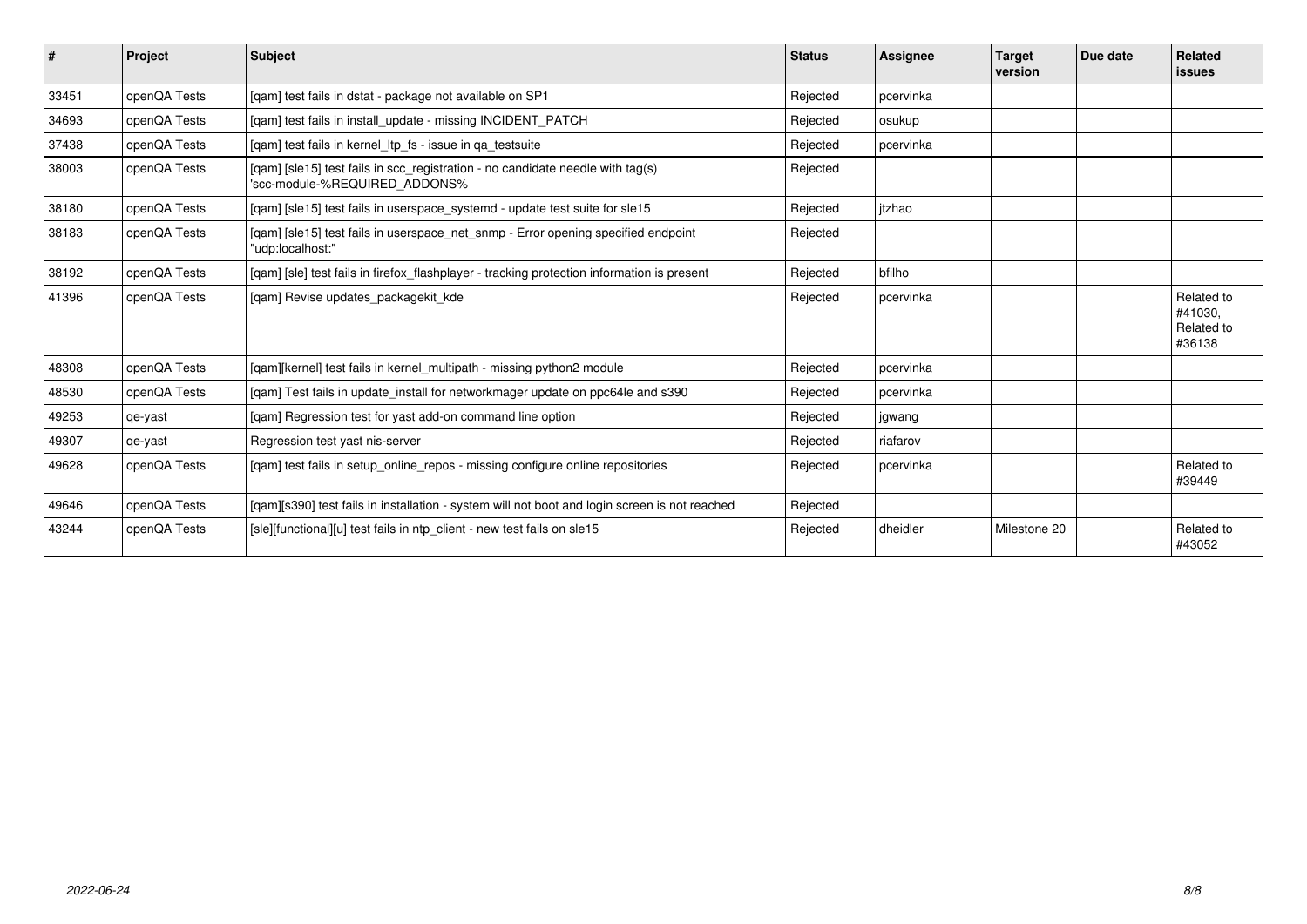| # | Project | Subject | Status | Assignee | Target version | Due date | Related issues |
|---|---|---|---|---|---|---|---|
| 33451 | openQA Tests | [qam] test fails in dstat - package not available on SP1 | Rejected | pcervinka | | | |
| 34693 | openQA Tests | [qam] test fails in install_update - missing INCIDENT_PATCH | Rejected | osukup | | | |
| 37438 | openQA Tests | [qam] test fails in kernel_ltp_fs - issue in qa_testsuite | Rejected | pcervinka | | | |
| 38003 | openQA Tests | [qam] [sle15] test fails in scc_registration - no candidate needle with tag(s) 'scc-module-%REQUIRED_ADDONS% | Rejected | | | | |
| 38180 | openQA Tests | [qam] [sle15] test fails in userspace_systemd - update test suite for sle15 | Rejected | jtzhao | | | |
| 38183 | openQA Tests | [qam] [sle15] test fails in userspace_net_snmp - Error opening specified endpoint "udp:localhost:" | Rejected | | | | |
| 38192 | openQA Tests | [qam] [sle] test fails in firefox_flashplayer - tracking protection information is present | Rejected | bfilho | | | |
| 41396 | openQA Tests | [qam] Revise updates_packagekit_kde | Rejected | pcervinka | | | Related to #41030, Related to #36138 |
| 48308 | openQA Tests | [qam][kernel] test fails in kernel_multipath - missing python2 module | Rejected | pcervinka | | | |
| 48530 | openQA Tests | [qam] Test fails in update_install for networkmager update on ppc64le and s390 | Rejected | pcervinka | | | |
| 49253 | qe-yast | [qam] Regression test for yast add-on command line option | Rejected | jgwang | | | |
| 49307 | qe-yast | Regression test yast nis-server | Rejected | riafarov | | | |
| 49628 | openQA Tests | [qam] test fails in setup_online_repos - missing configure online repositories | Rejected | pcervinka | | | Related to #39449 |
| 49646 | openQA Tests | [qam][s390] test fails in installation - system will not boot and login screen is not reached | Rejected | | | | |
| 43244 | openQA Tests | [sle][functional][u] test fails in ntp_client - new test fails on sle15 | Rejected | dheidler | Milestone 20 | | Related to #43052 |